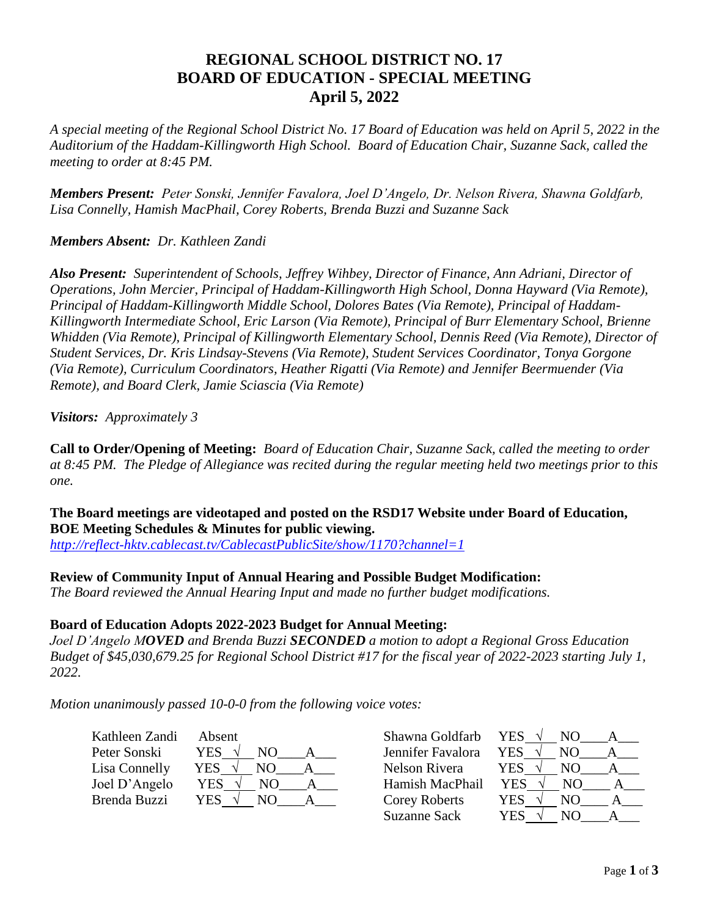# REGIONAL SCHOOL DISTRICT NO. 17
# BOARD OF EDUCATION - SPECIAL MEETING
## April 5, 2022

*A special meeting of the Regional School District No. 17 Board of Education was held on April 5, 2022 in the Auditorium of the Haddam-Killingworth High School. Board of Education Chair, Suzanne Sack, called the meeting to order at 8:45 PM.*

***Members Present:*** *Peter Sonski, Jennifer Favalora, Joel D'Angelo, Dr. Nelson Rivera, Shawna Goldfarb, Lisa Connelly, Hamish MacPhail, Corey Roberts, Brenda Buzzi and Suzanne Sack*

***Members Absent:*** *Dr. Kathleen Zandi*

***Also Present:*** *Superintendent of Schools, Jeffrey Wihbey, Director of Finance, Ann Adriani, Director of Operations, John Mercier, Principal of Haddam-Killingworth High School, Donna Hayward (Via Remote), Principal of Haddam-Killingworth Middle School, Dolores Bates (Via Remote), Principal of Haddam-Killingworth Intermediate School, Eric Larson (Via Remote), Principal of Burr Elementary School, Brienne Whidden (Via Remote), Principal of Killingworth Elementary School, Dennis Reed (Via Remote), Director of Student Services, Dr. Kris Lindsay-Stevens (Via Remote), Student Services Coordinator, Tonya Gorgone (Via Remote), Curriculum Coordinators, Heather Rigatti (Via Remote) and Jennifer Beermuender (Via Remote), and Board Clerk, Jamie Sciascia (Via Remote)*

***Visitors:*** *Approximately 3*

**Call to Order/Opening of Meeting:** *Board of Education Chair, Suzanne Sack, called the meeting to order at 8:45 PM. The Pledge of Allegiance was recited during the regular meeting held two meetings prior to this one.*

**The Board meetings are videotaped and posted on the RSD17 Website under Board of Education, BOE Meeting Schedules & Minutes for public viewing.**
*http://reflect-hktv.cablecast.tv/CablecastPublicSite/show/1170?channel=1*

**Review of Community Input of Annual Hearing and Possible Budget Modification:**
*The Board reviewed the Annual Hearing Input and made no further budget modifications.*

**Board of Education Adopts 2022-2023 Budget for Annual Meeting:**
*Joel D'Angelo **MOVED** and Brenda Buzzi **SECONDED** a motion to adopt a Regional Gross Education Budget of $45,030,679.25 for Regional School District #17 for the fiscal year of 2022-2023 starting July 1, 2022.*

*Motion unanimously passed 10-0-0 from the following voice votes:*

| Member | Vote | Member | Vote |
|---|---|---|---|
| Kathleen Zandi | Absent | Shawna Goldfarb | YES √ NO\_\_\_ A\_\_\_ |
| Peter Sonski | YES √ NO\_\_\_ A\_\_\_ | Jennifer Favalora | YES √ NO\_\_\_ A\_\_\_ |
| Lisa Connelly | YES √ NO\_\_\_ A\_\_\_ | Nelson Rivera | YES √ NO\_\_\_ A\_\_\_ |
| Joel D'Angelo | YES √ NO\_\_\_ A\_\_\_ | Hamish MacPhail | YES √ NO\_\_\_ A\_\_\_ |
| Brenda Buzzi | YES √ NO\_\_\_ A\_\_\_ | Corey Roberts | YES √ NO\_\_\_ A\_\_\_ |
| | | Suzanne Sack | YES √ NO\_\_\_ A\_\_\_ |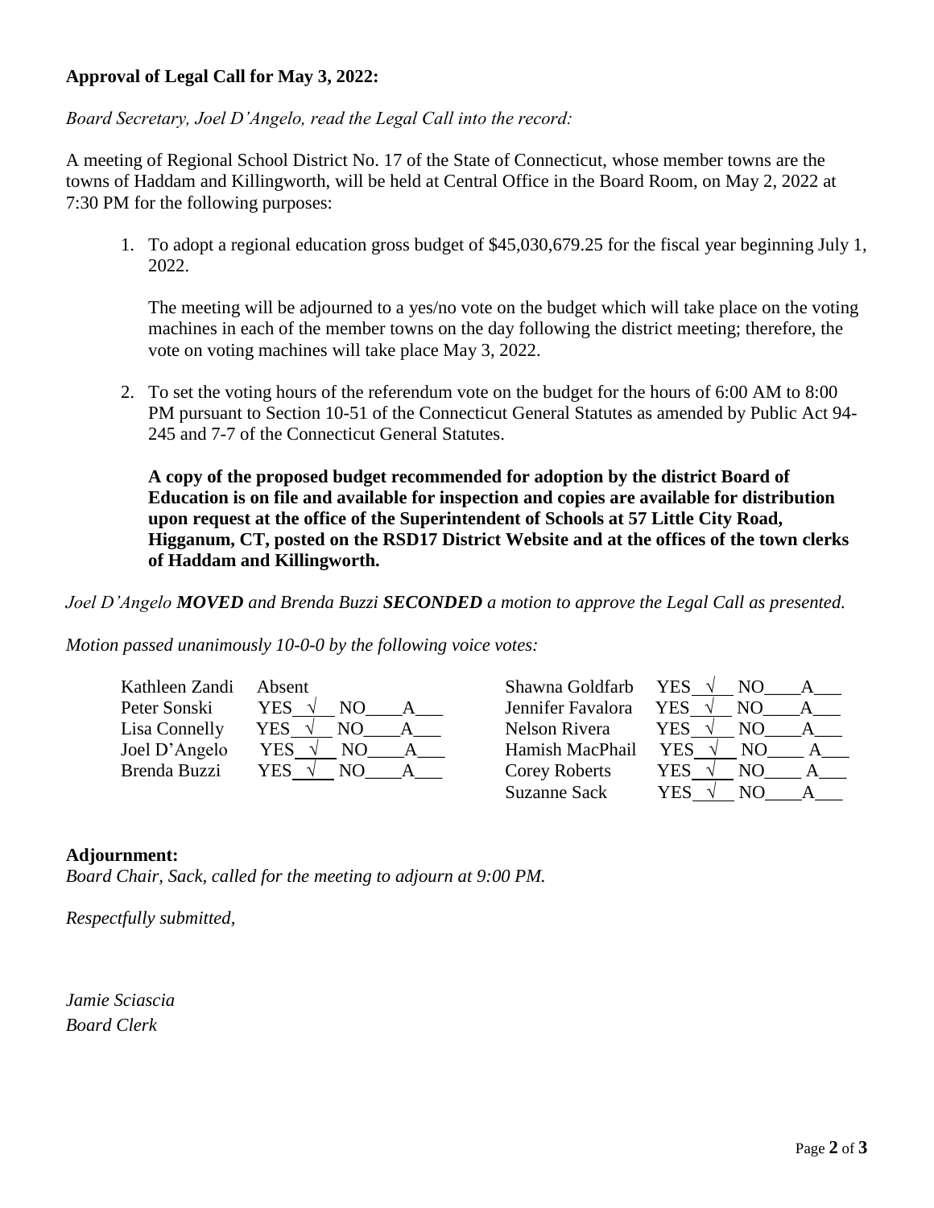**Approval of Legal Call for May 3, 2022:**

*Board Secretary, Joel D'Angelo, read the Legal Call into the record:*

A meeting of Regional School District No. 17 of the State of Connecticut, whose member towns are the towns of Haddam and Killingworth, will be held at Central Office in the Board Room, on May 2, 2022 at 7:30 PM for the following purposes:

1. To adopt a regional education gross budget of $45,030,679.25 for the fiscal year beginning July 1, 2022.

   The meeting will be adjourned to a yes/no vote on the budget which will take place on the voting machines in each of the member towns on the day following the district meeting; therefore, the vote on voting machines will take place May 3, 2022.

2. To set the voting hours of the referendum vote on the budget for the hours of 6:00 AM to 8:00 PM pursuant to Section 10-51 of the Connecticut General Statutes as amended by Public Act 94-245 and 7-7 of the Connecticut General Statutes.

   **A copy of the proposed budget recommended for adoption by the district Board of Education is on file and available for inspection and copies are available for distribution upon request at the office of the Superintendent of Schools at 57 Little City Road, Higganum, CT, posted on the RSD17 District Website and at the offices of the town clerks of Haddam and Killingworth.**

*Joel D'Angelo **MOVED** and Brenda Buzzi **SECONDED** a motion to approve the Legal Call as presented.*

*Motion passed unanimously 10-0-0 by the following voice votes:*

| Member | Vote | Member | Vote |
|---|---|---|---|
| Kathleen Zandi | Absent | Shawna Goldfarb | YES √ NO\_\_\_ A\_\_\_ |
| Peter Sonski | YES √ NO\_\_\_ A\_\_\_ | Jennifer Favalora | YES √ NO\_\_\_ A\_\_\_ |
| Lisa Connelly | YES √ NO\_\_\_ A\_\_\_ | Nelson Rivera | YES √ NO\_\_\_ A\_\_\_ |
| Joel D'Angelo | YES √ NO\_\_\_ A\_\_\_ | Hamish MacPhail | YES √ NO\_\_\_ A\_\_\_ |
| Brenda Buzzi | YES √ NO\_\_\_ A\_\_\_ | Corey Roberts | YES √ NO\_\_\_ A\_\_\_ |
| | | Suzanne Sack | YES √ NO\_\_\_ A\_\_\_ |

**Adjournment:**

*Board Chair, Sack, called for the meeting to adjourn at 9:00 PM.*

*Respectfully submitted,*

*Jamie Sciascia*
*Board Clerk*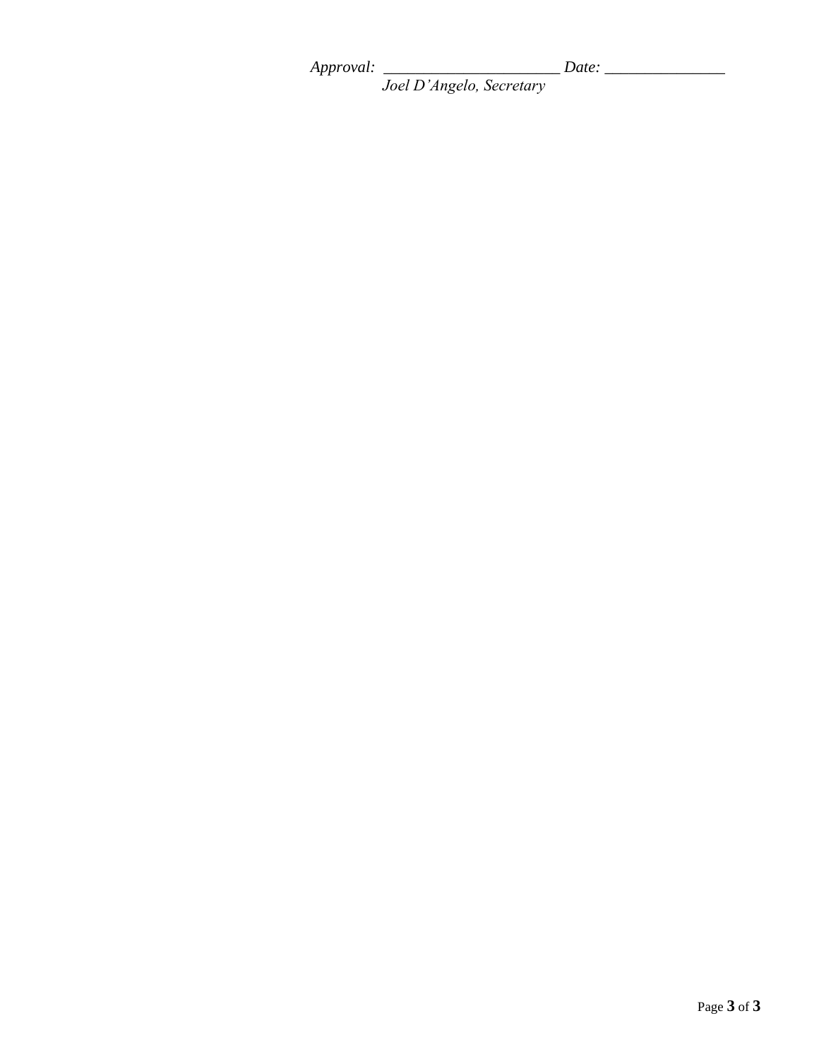*Approval:* ______________________ *Date:* _______________

*Joel D'Angelo, Secretary*